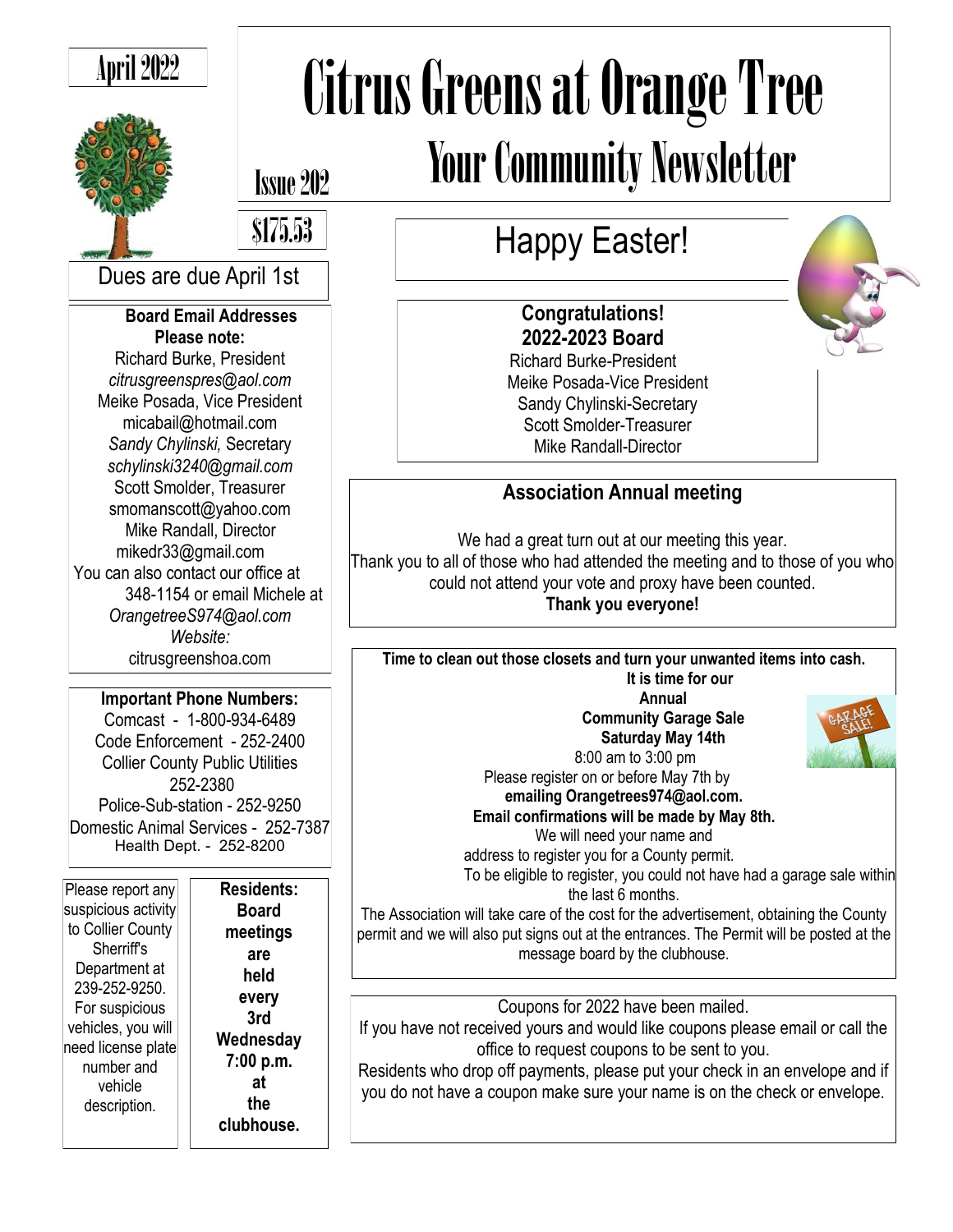April 2022

# Citrus Greens at Orange Tree

## Your Community Newsletter

Issue 202

$175.53

Dues are due April 1st

**Board Email Addresses**
**Please note:**

Richard Burke, President
*citrusgreenspres@aol.com*
Meike Posada, Vice President
micabail@hotmail.com
*Sandy Chylinski,* Secretary
*schylinski3240@gmail.com*
Scott Smolder, Treasurer
smomanscott@yahoo.com
Mike Randall, Director
mikedr33@gmail.com
You can also contact our office at 348-1154 or email Michele at
*OrangetreeS974@aol.com*
*Website:*
citrusgreenshoa.com

**Important Phone Numbers:**

Comcast - 1-800-934-6489
Code Enforcement - 252-2400
Collier County Public Utilities 252-2380
Police-Sub-station - 252-9250
Domestic Animal Services - 252-7387
Health Dept. - 252-8200

Please report any suspicious activity to Collier County Sherriff's Department at 239-252-9250. For suspicious vehicles, you will need license plate number and vehicle description.

**Residents: Board meetings are held every 3rd Wednesday 7:00 p.m. at the clubhouse.**

## Happy Easter!

**Congratulations!**
**2022-2023 Board**

Richard Burke-President
Meike Posada-Vice President
Sandy Chylinski-Secretary
Scott Smolder-Treasurer
Mike Randall-Director

### Association Annual meeting

We had a great turn out at our meeting this year.
Thank you to all of those who had attended the meeting and to those of you who could not attend your vote and proxy have been counted.
**Thank you everyone!**

**Time to clean out those closets and turn your unwanted items into cash.**
**It is time for our Annual Community Garage Sale Saturday May 14th**
8:00 am to 3:00 pm
Please register on or before May 7th by **emailing Orangetrees974@aol.com.**
**Email confirmations will be made by May 8th.**
We will need your name and address to register you for a County permit.
To be eligible to register, you could not have had a garage sale within the last 6 months.
The Association will take care of the cost for the advertisement, obtaining the County permit and we will also put signs out at the entrances. The Permit will be posted at the message board by the clubhouse.

Coupons for 2022 have been mailed.
If you have not received yours and would like coupons please email or call the office to request coupons to be sent to you.
Residents who drop off payments, please put your check in an envelope and if you do not have a coupon make sure your name is on the check or envelope.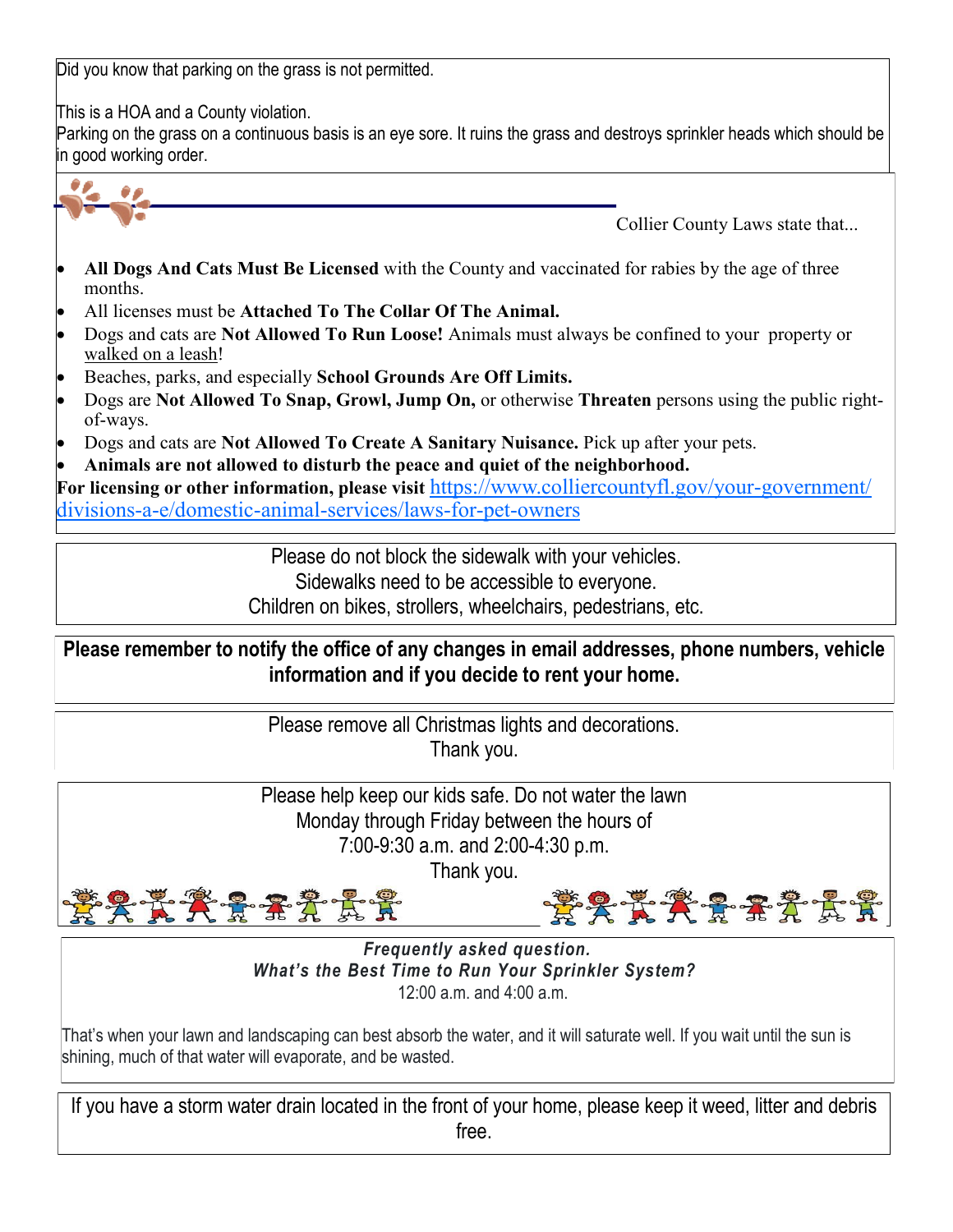Did you know that parking on the grass is not permitted.

This is a HOA and a County violation.
Parking on the grass on a continuous basis is an eye sore. It ruins the grass and destroys sprinkler heads which should be in good working order.

Collier County Laws state that...

- **All Dogs And Cats Must Be Licensed** with the County and vaccinated for rabies by the age of three months.
- All licenses must be **Attached To The Collar Of The Animal.**
- Dogs and cats are **Not Allowed To Run Loose!** Animals must always be confined to your property or walked on a leash!
- Beaches, parks, and especially **School Grounds Are Off Limits.**
- Dogs are **Not Allowed To Snap, Growl, Jump On,** or otherwise **Threaten** persons using the public right-of-ways.
- Dogs and cats are **Not Allowed To Create A Sanitary Nuisance.** Pick up after your pets.
- **Animals are not allowed to disturb the peace and quiet of the neighborhood.**

**For licensing or other information, please visit** https://www.colliercountyfl.gov/your-government/divisions-a-e/domestic-animal-services/laws-for-pet-owners

Please do not block the sidewalk with your vehicles.
Sidewalks need to be accessible to everyone.
Children on bikes, strollers, wheelchairs, pedestrians, etc.

**Please remember to notify the office of any changes in email addresses, phone numbers, vehicle information and if you decide to rent your home.**

Please remove all Christmas lights and decorations.
Thank you.

Please help keep our kids safe. Do not water the lawn
Monday through Friday between the hours of
7:00-9:30 a.m. and 2:00-4:30 p.m.
Thank you.

***Frequently asked question.***
***What's the Best Time to Run Your Sprinkler System?***
12:00 a.m. and 4:00 a.m.

That's when your lawn and landscaping can best absorb the water, and it will saturate well. If you wait until the sun is shining, much of that water will evaporate, and be wasted.

If you have a storm water drain located in the front of your home, please keep it weed, litter and debris free.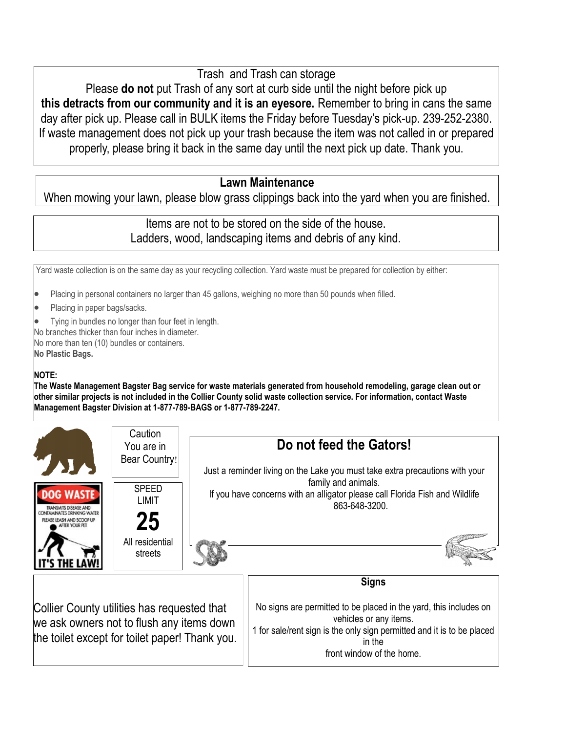## Trash and Trash can storage

Please **do not** put Trash of any sort at curb side until the night before pick up **this detracts from our community and it is an eyesore.** Remember to bring in cans the same day after pick up. Please call in BULK items the Friday before Tuesday's pick-up. 239-252-2380. If waste management does not pick up your trash because the item was not called in or prepared properly, please bring it back in the same day until the next pick up date. Thank you.

## Lawn Maintenance

When mowing your lawn, please blow grass clippings back into the yard when you are finished.

Items are not to be stored on the side of the house.
Ladders, wood, landscaping items and debris of any kind.

Yard waste collection is on the same day as your recycling collection. Yard waste must be prepared for collection by either:

- Placing in personal containers no larger than 45 gallons, weighing no more than 50 pounds when filled.
- Placing in paper bags/sacks.
- Tying in bundles no longer than four feet in length.

No branches thicker than four inches in diameter.
No more than ten (10) bundles or containers.
**No Plastic Bags.**

**NOTE:**
**The Waste Management Bagster Bag service for waste materials generated from household remodeling, garage clean out or other similar projects is not included in the Collier County solid waste collection service. For information, contact Waste Management Bagster Division at 1-877-789-BAGS or 1-877-789-2247.**

Caution
You are in
Bear Country!

DOG WASTE
TRANSMITS DISEASE AND CONTAMINATES DRINKING WATER
PLEASE LEASH AND SCOOP UP AFTER YOUR PET
IT'S THE LAW!

SPEED LIMIT
**25**
All residential streets

## Do not feed the Gators!

Just a reminder living on the Lake you must take extra precautions with your family and animals.
If you have concerns with an alligator please call Florida Fish and Wildlife 863-648-3200.

Collier County utilities has requested that we ask owners not to flush any items down the toilet except for toilet paper! Thank you.

### Signs

No signs are permitted to be placed in the yard, this includes on vehicles or any items.
1 for sale/rent sign is the only sign permitted and it is to be placed in the front window of the home.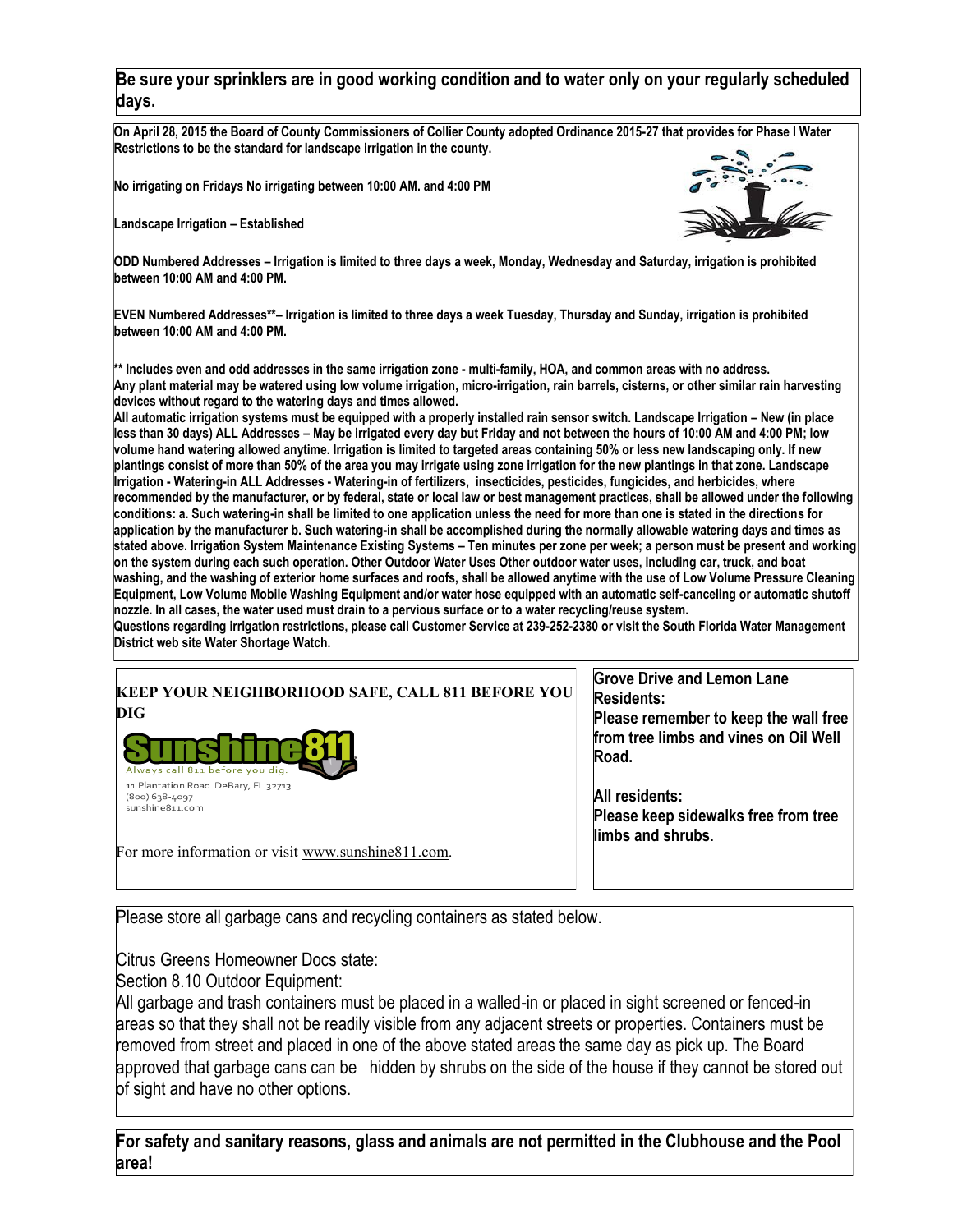**Be sure your sprinklers are in good working condition and to water only on your regularly scheduled days.**

**On April 28, 2015 the Board of County Commissioners of Collier County adopted Ordinance 2015-27 that provides for Phase I Water Restrictions to be the standard for landscape irrigation in the county.**

**No irrigating on Fridays No irrigating between 10:00 AM. and 4:00 PM**

**Landscape Irrigation – Established**

**ODD Numbered Addresses – Irrigation is limited to three days a week, Monday, Wednesday and Saturday, irrigation is prohibited between 10:00 AM and 4:00 PM.**

**EVEN Numbered Addresses**– Irrigation is limited to three days a week Tuesday, Thursday and Sunday, irrigation is prohibited between 10:00 AM and 4:00 PM.**

**** Includes even and odd addresses in the same irrigation zone - multi-family, HOA, and common areas with no address. Any plant material may be watered using low volume irrigation, micro-irrigation, rain barrels, cisterns, or other similar rain harvesting devices without regard to the watering days and times allowed.
All automatic irrigation systems must be equipped with a properly installed rain sensor switch. Landscape Irrigation – New (in place less than 30 days) ALL Addresses – May be irrigated every day but Friday and not between the hours of 10:00 AM and 4:00 PM; low volume hand watering allowed anytime. Irrigation is limited to targeted areas containing 50% or less new landscaping only. If new plantings consist of more than 50% of the area you may irrigate using zone irrigation for the new plantings in that zone. Landscape Irrigation - Watering-in ALL Addresses - Watering-in of fertilizers, insecticides, pesticides, fungicides, and herbicides, where recommended by the manufacturer, or by federal, state or local law or best management practices, shall be allowed under the following conditions: a. Such watering-in shall be limited to one application unless the need for more than one is stated in the directions for application by the manufacturer b. Such watering-in shall be accomplished during the normally allowable watering days and times as stated above. Irrigation System Maintenance Existing Systems – Ten minutes per zone per week; a person must be present and working on the system during each such operation. Other Outdoor Water Uses Other outdoor water uses, including car, truck, and boat washing, and the washing of exterior home surfaces and roofs, shall be allowed anytime with the use of Low Volume Pressure Cleaning Equipment, Low Volume Mobile Washing Equipment and/or water hose equipped with an automatic self-canceling or automatic shutoff nozzle. In all cases, the water used must drain to a pervious surface or to a water recycling/reuse system.
Questions regarding irrigation restrictions, please call Customer Service at 239-252-2380 or visit the South Florida Water Management District web site Water Shortage Watch.**

**KEEP YOUR NEIGHBORHOOD SAFE, CALL 811 BEFORE YOU DIG**

Sunshine811
Always call 811 before you dig.
11 Plantation Road DeBary, FL 32713
(800) 638-4097
sunshine811.com

For more information or visit www.sunshine811.com.

**Grove Drive and Lemon Lane Residents:**
**Please remember to keep the wall free from tree limbs and vines on Oil Well Road.**

**All residents:**
**Please keep sidewalks free from tree limbs and shrubs.**

Please store all garbage cans and recycling containers as stated below.

Citrus Greens Homeowner Docs state:
Section 8.10 Outdoor Equipment:
All garbage and trash containers must be placed in a walled-in or placed in sight screened or fenced-in areas so that they shall not be readily visible from any adjacent streets or properties. Containers must be removed from street and placed in one of the above stated areas the same day as pick up. The Board approved that garbage cans can be hidden by shrubs on the side of the house if they cannot be stored out of sight and have no other options.

**For safety and sanitary reasons, glass and animals are not permitted in the Clubhouse and the Pool area!**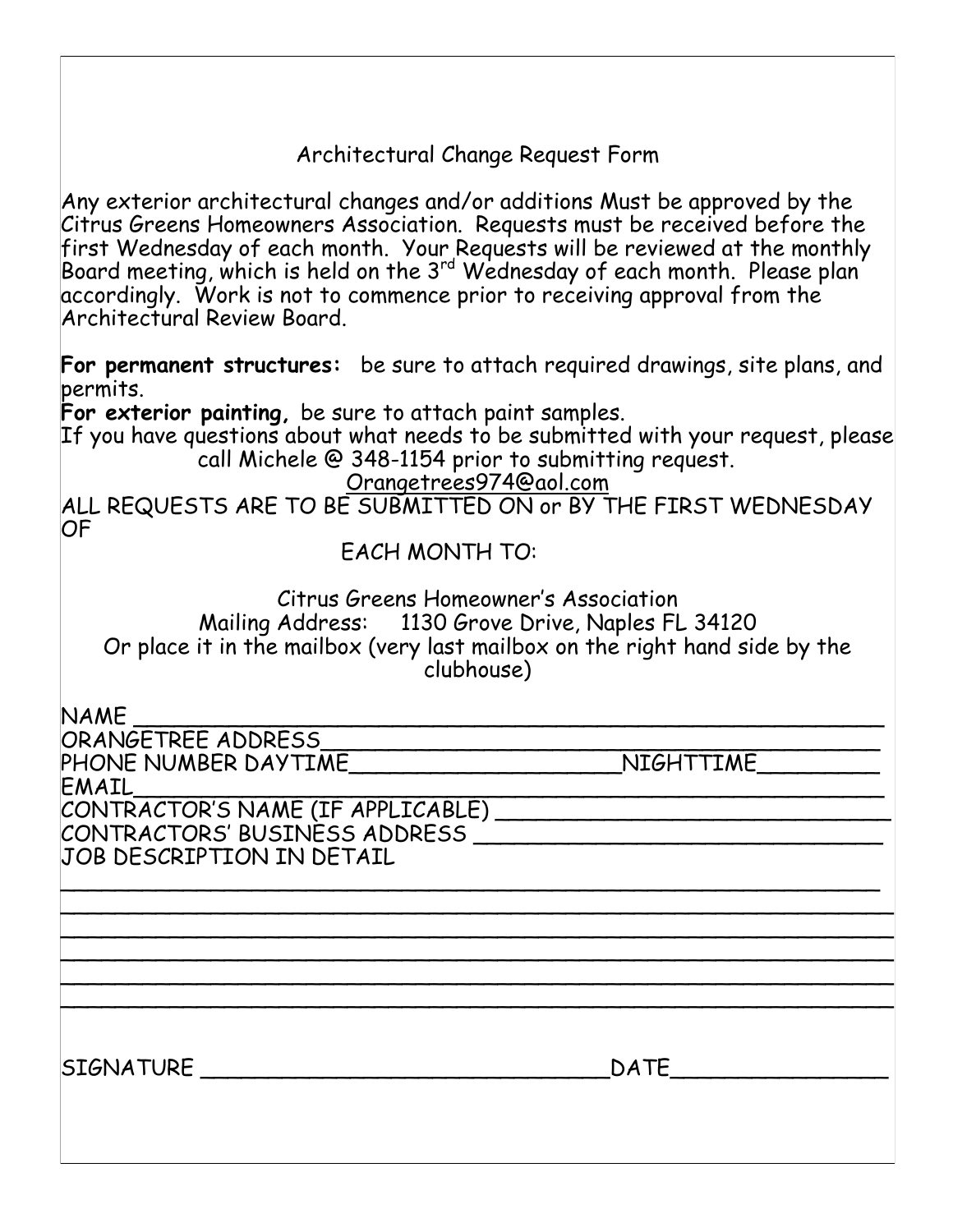# Architectural Change Request Form

Any exterior architectural changes and/or additions Must be approved by the Citrus Greens Homeowners Association. Requests must be received before the first Wednesday of each month. Your Requests will be reviewed at the monthly Board meeting, which is held on the 3rd Wednesday of each month. Please plan accordingly. Work is not to commence prior to receiving approval from the Architectural Review Board.

**For permanent structures:** be sure to attach required drawings, site plans, and permits.

**For exterior painting,** be sure to attach paint samples.

If you have questions about what needs to be submitted with your request, please call Michele @ 348-1154 prior to submitting request.

Orangetrees974@aol.com

ALL REQUESTS ARE TO BE SUBMITTED ON or BY THE FIRST WEDNESDAY OF

EACH MONTH TO:

Citrus Greens Homeowner's Association
Mailing Address: 1130 Grove Drive, Naples FL 34120
Or place it in the mailbox (very last mailbox on the right hand side by the clubhouse)

NAME ____________________________________________

ORANGETREE ADDRESS ____________________________________________

PHONE NUMBER DAYTIME ____________________ NIGHTTIME __________

EMAIL ____________________________________________

CONTRACTOR'S NAME (IF APPLICABLE) ______________________________

CONTRACTORS' BUSINESS ADDRESS ______________________________

JOB DESCRIPTION IN DETAIL

____________________________________________

____________________________________________

____________________________________________

____________________________________________

____________________________________________

____________________________________________

SIGNATURE ______________________________ DATE ________________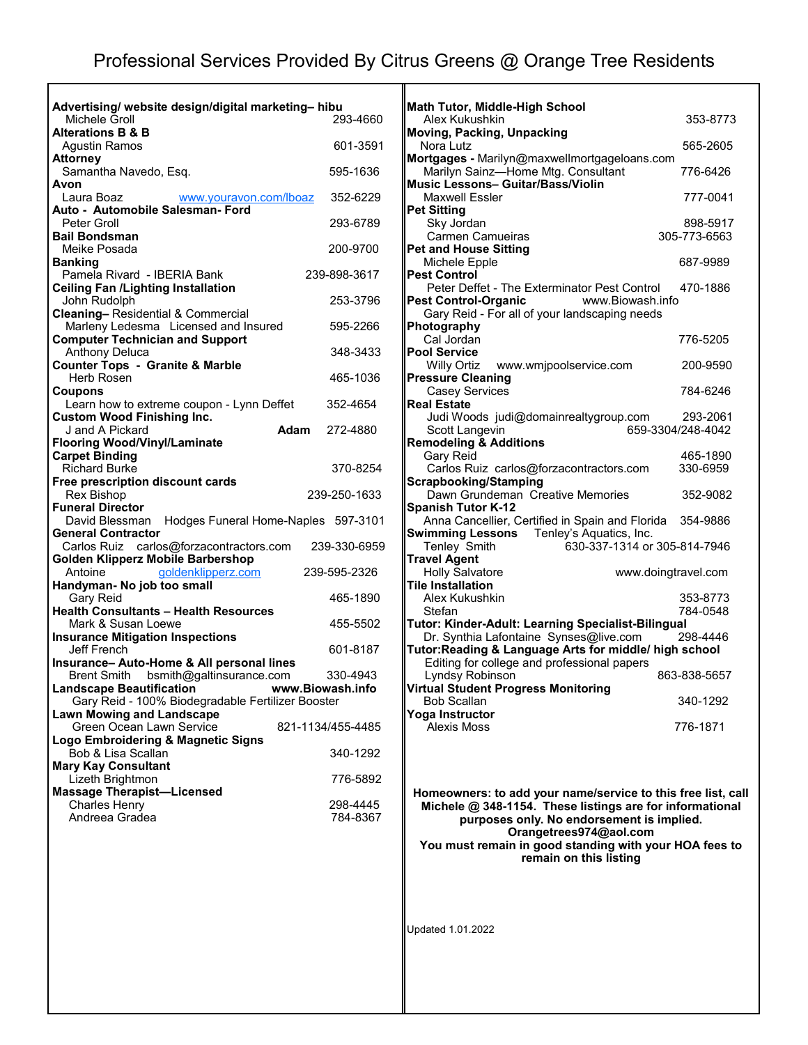# Professional Services Provided By Citrus Greens @ Orange Tree Residents

**Advertising/ website design/digital marketing– hibu**
Michele Groll 293-4660

**Alterations B & B**
Agustin Ramos 601-3591

**Attorney**
Samantha Navedo, Esq. 595-1636

**Avon**
Laura Boaz www.youravon.com/lboaz 352-6229

**Auto - Automobile Salesman- Ford**
Peter Groll 293-6789

**Bail Bondsman**
Meike Posada 200-9700

**Banking**
Pamela Rivard - IBERIA Bank 239-898-3617

**Ceiling Fan /Lighting Installation**
John Rudolph 253-3796

**Cleaning**– Residential & Commercial
Marleny Ledesma Licensed and Insured 595-2266

**Computer Technician and Support**
Anthony Deluca 348-3433

**Counter Tops - Granite & Marble**
Herb Rosen 465-1036

**Coupons**
Learn how to extreme coupon - Lynn Deffet 352-4654

**Custom Wood Finishing Inc.**
J and A Pickard **Adam** 272-4880

**Flooring Wood/Vinyl/Laminate**

**Carpet Binding**
Richard Burke 370-8254

**Free prescription discount cards**
Rex Bishop 239-250-1633

**Funeral Director**
David Blessman Hodges Funeral Home-Naples 597-3101

**General Contractor**
Carlos Ruiz carlos@forzacontractors.com 239-330-6959

**Golden Klipperz Mobile Barbershop**
Antoine goldenklipperz.com 239-595-2326

**Handyman- No job too small**
Gary Reid 465-1890

**Health Consultants – Health Resources**
Mark & Susan Loewe 455-5502

**Insurance Mitigation Inspections**
Jeff French 601-8187

**Insurance– Auto-Home & All personal lines**
Brent Smith bsmith@galtinsurance.com 330-4943

**Landscape Beautification www.Biowash.info**
Gary Reid - 100% Biodegradable Fertilizer Booster

**Lawn Mowing and Landscape**
Green Ocean Lawn Service 821-1134/455-4485

**Logo Embroidering & Magnetic Signs**
Bob & Lisa Scallan 340-1292

**Mary Kay Consultant**
Lizeth Brightmon 776-5892

**Massage Therapist—Licensed**
Charles Henry 298-4445
Andreea Gradea 784-8367

**Math Tutor, Middle-High School**
Alex Kukushkin 353-8773

**Moving, Packing, Unpacking**
Nora Lutz 565-2605

**Mortgages -** Marilyn@maxwellmortgageloans.com
Marilyn Sainz—Home Mtg. Consultant 776-6426

**Music Lessons– Guitar/Bass/Violin**
Maxwell Essler 777-0041

**Pet Sitting**
Sky Jordan 898-5917
Carmen Camueiras 305-773-6563

**Pet and House Sitting**
Michele Epple 687-9989

**Pest Control**
Peter Deffet - The Exterminator Pest Control 470-1886

**Pest Control-Organic** www.Biowash.info
Gary Reid - For all of your landscaping needs

**Photography**
Cal Jordan 776-5205

**Pool Service**
Willy Ortiz www.wmjpoolservice.com 200-9590

**Pressure Cleaning**
Casey Services 784-6246

**Real Estate**
Judi Woods judi@domainrealtygroup.com 293-2061
Scott Langevin 659-3304/248-4042

**Remodeling & Additions**
Gary Reid 465-1890
Carlos Ruiz carlos@forzacontractors.com 330-6959

**Scrapbooking/Stamping**
Dawn Grundeman Creative Memories 352-9082

**Spanish Tutor K-12**
Anna Cancellier, Certified in Spain and Florida 354-9886

**Swimming Lessons** Tenley's Aquatics, Inc.
Tenley Smith 630-337-1314 or 305-814-7946

**Travel Agent**
Holly Salvatore www.doingtravel.com

**Tile Installation**
Alex Kukushkin 353-8773
Stefan 784-0548

**Tutor: Kinder-Adult: Learning Specialist-Bilingual**
Dr. Synthia Lafontaine Synses@live.com 298-4446

**Tutor:Reading & Language Arts for middle/ high school**
Editing for college and professional papers
Lyndsy Robinson 863-838-5657

**Virtual Student Progress Monitoring**
Bob Scallan 340-1292

**Yoga Instructor**
Alexis Moss 776-1871

**Homeowners: to add your name/service to this free list, call Michele @ 348-1154. These listings are for informational purposes only. No endorsement is implied. Orangetrees974@aol.com You must remain in good standing with your HOA fees to remain on this listing**

Updated 1.01.2022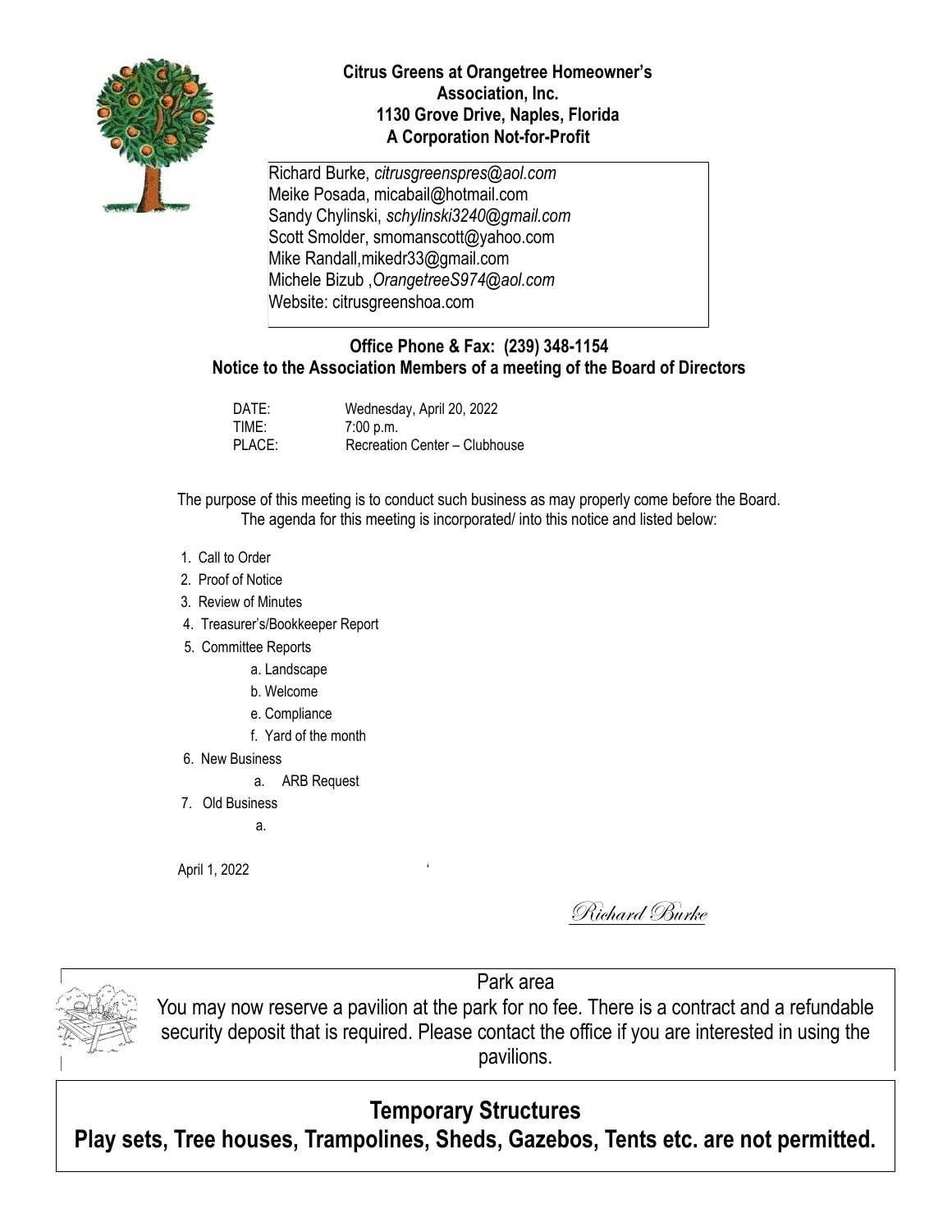**Citrus Greens at Orangetree Homeowner's Association, Inc.**
**1130 Grove Drive, Naples, Florida**
**A Corporation Not-for-Profit**

Richard Burke, *citrusgreenspres@aol.com*
Meike Posada, micabail@hotmail.com
Sandy Chylinski, *schylinski3240@gmail.com*
Scott Smolder, smomanscott@yahoo.com
Mike Randall,mikedr33@gmail.com
Michele Bizub ,*OrangetreeS974@aol.com*
Website: citrusgreenshoa.com

**Office Phone & Fax: (239) 348-1154**
**Notice to the Association Members of a meeting of the Board of Directors**

| | |
|---|---|
| DATE: | Wednesday, April 20, 2022 |
| TIME: | 7:00 p.m. |
| PLACE: | Recreation Center – Clubhouse |

The purpose of this meeting is to conduct such business as may properly come before the Board. The agenda for this meeting is incorporated/ into this notice and listed below:

1. Call to Order
2. Proof of Notice
3. Review of Minutes
4. Treasurer's/Bookkeeper Report
5. Committee Reports
   a. Landscape
   b. Welcome
   e. Compliance
   f. Yard of the month
6. New Business
   a. ARB Request
7. Old Business
   a.

April 1, 2022

*Richard Burke*

Park area

You may now reserve a pavilion at the park for no fee. There is a contract and a refundable security deposit that is required. Please contact the office if you are interested in using the pavilions.

**Temporary Structures**
**Play sets, Tree houses, Trampolines, Sheds, Gazebos, Tents etc. are not permitted.**